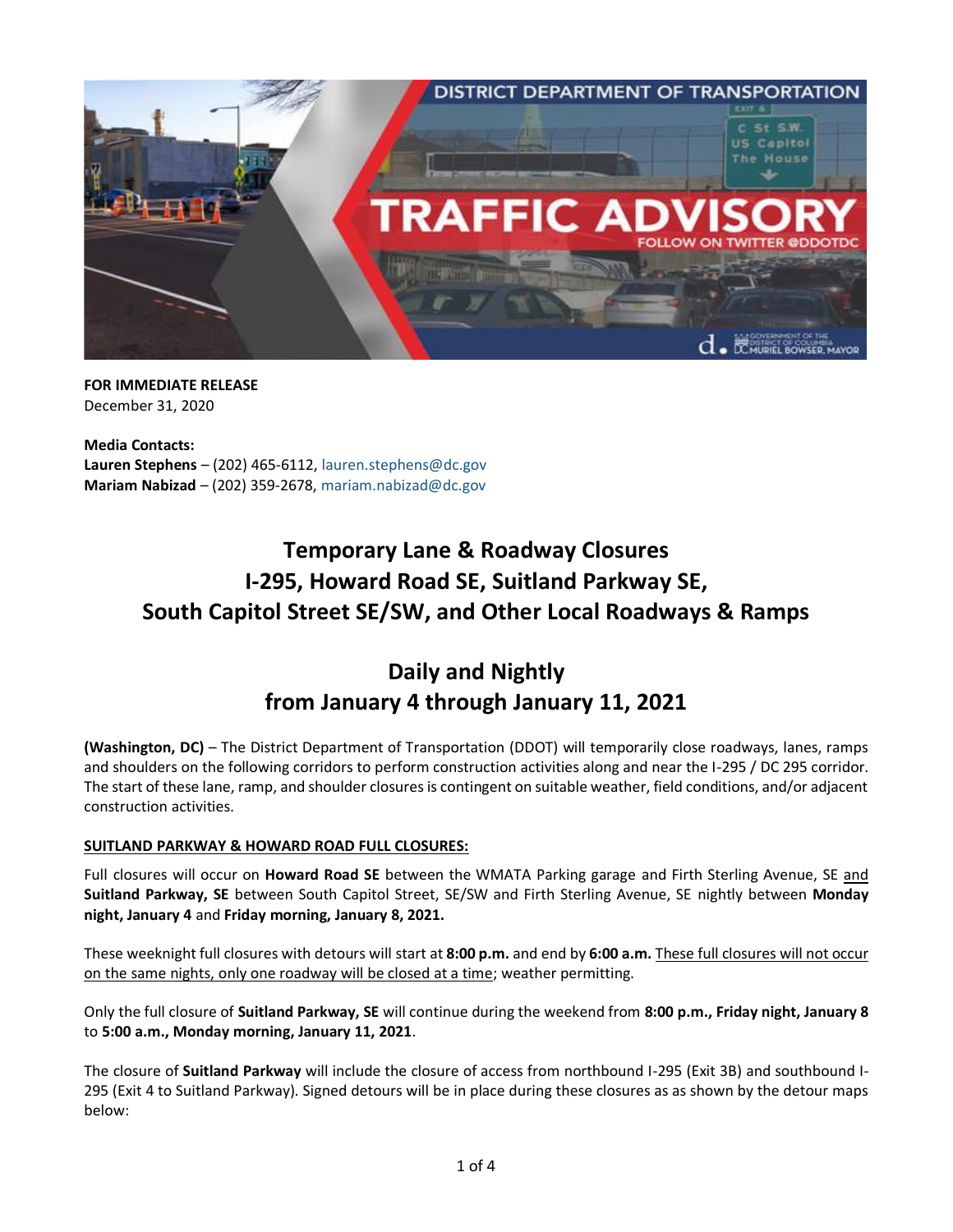**FOR IMMEDIATE RELEASE**
December 31, 2020

**Media Contacts:**
**Lauren Stephens** – (202) 465-6112, lauren.stephens@dc.gov
**Mariam Nabizad** – (202) 359-2678, mariam.nabizad@dc.gov

# Temporary Lane & Roadway Closures I-295, Howard Road SE, Suitland Parkway SE, South Capitol Street SE/SW, and Other Local Roadways & Ramps

## Daily and Nightly from January 4 through January 11, 2021

**(Washington, DC)** – The District Department of Transportation (DDOT) will temporarily close roadways, lanes, ramps and shoulders on the following corridors to perform construction activities along and near the I-295 / DC 295 corridor. The start of these lane, ramp, and shoulder closures is contingent on suitable weather, field conditions, and/or adjacent construction activities.

**SUITLAND PARKWAY & HOWARD ROAD FULL CLOSURES:**

Full closures will occur on **Howard Road SE** between the WMATA Parking garage and Firth Sterling Avenue, SE and **Suitland Parkway, SE** between South Capitol Street, SE/SW and Firth Sterling Avenue, SE nightly between **Monday night, January 4** and **Friday morning, January 8, 2021.**

These weeknight full closures with detours will start at **8:00 p.m.** and end by **6:00 a.m.** These full closures will not occur on the same nights, only one roadway will be closed at a time; weather permitting.

Only the full closure of **Suitland Parkway, SE** will continue during the weekend from **8:00 p.m., Friday night, January 8** to **5:00 a.m., Monday morning, January 11, 2021**.

The closure of **Suitland Parkway** will include the closure of access from northbound I-295 (Exit 3B) and southbound I-295 (Exit 4 to Suitland Parkway). Signed detours will be in place during these closures as as shown by the detour maps below: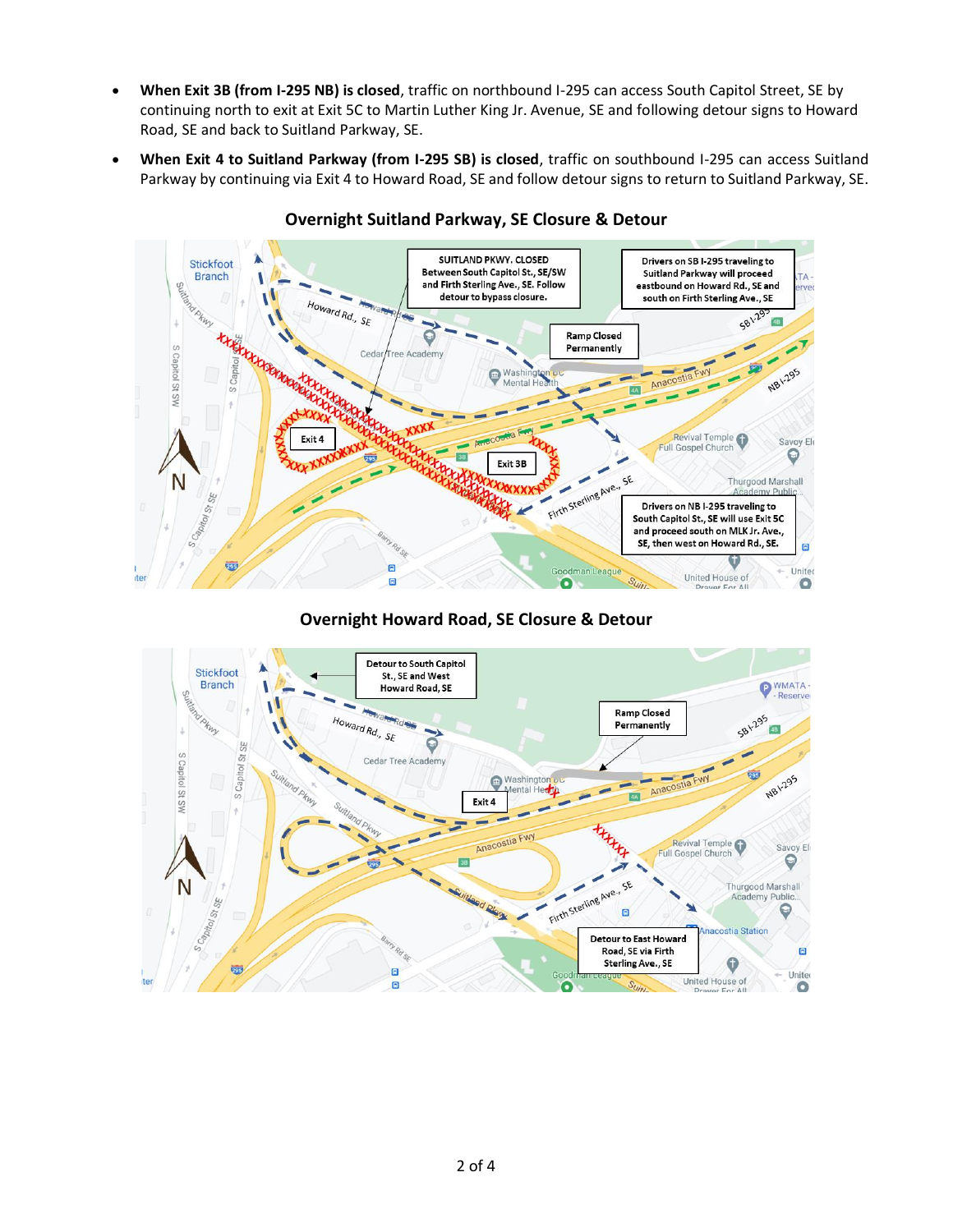- **When Exit 3B (from I-295 NB) is closed**, traffic on northbound I-295 can access South Capitol Street, SE by continuing north to exit at Exit 5C to Martin Luther King Jr. Avenue, SE and following detour signs to Howard Road, SE and back to Suitland Parkway, SE.
- **When Exit 4 to Suitland Parkway (from I-295 SB) is closed**, traffic on southbound I-295 can access Suitland Parkway by continuing via Exit 4 to Howard Road, SE and follow detour signs to return to Suitland Parkway, SE.

## Overnight Suitland Parkway, SE Closure & Detour

SUITLAND PKWY. CLOSED Between South Capitol St., SE/SW and Firth Sterling Ave., SE. Follow detour to bypass closure.

Drivers on SB I-295 traveling to Suitland Parkway will proceed eastbound on Howard Rd., SE and south on Firth Sterling Ave., SE

Ramp Closed Permanently

Exit 4

Exit 3B

Drivers on NB I-295 traveling to South Capitol St., SE will use Exit 5C and proceed south on MLK Jr. Ave., SE, then west on Howard Rd., SE.

## Overnight Howard Road, SE Closure & Detour

Detour to South Capitol St., SE and West Howard Road, SE

Ramp Closed Permanently

Exit 4

Detour to East Howard Road, SE via Firth Sterling Ave., SE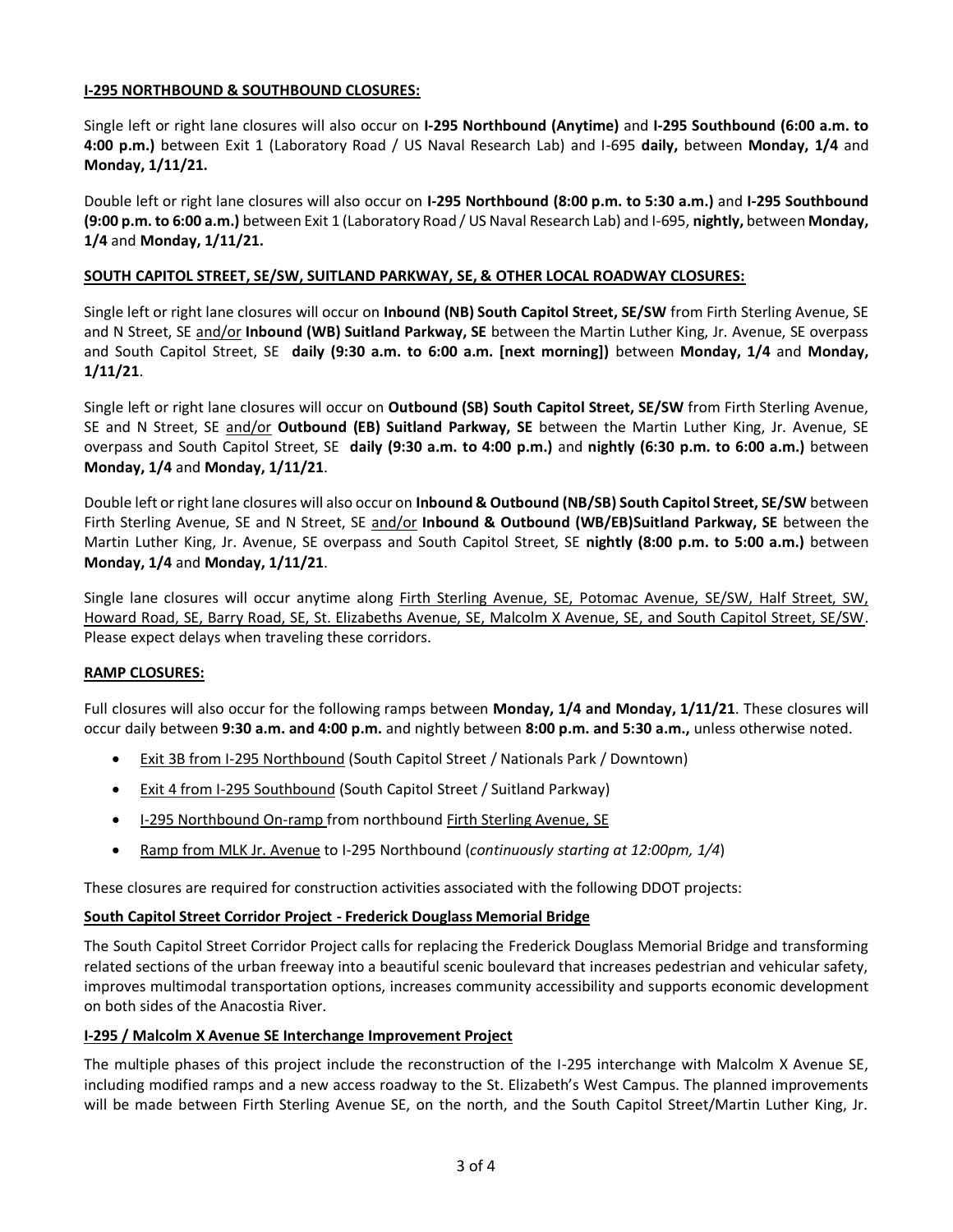**I-295 NORTHBOUND & SOUTHBOUND CLOSURES:**

Single left or right lane closures will also occur on **I-295 Northbound (Anytime)** and **I-295 Southbound (6:00 a.m. to 4:00 p.m.)** between Exit 1 (Laboratory Road / US Naval Research Lab) and I-695 **daily,** between **Monday, 1/4** and **Monday, 1/11/21.**

Double left or right lane closures will also occur on **I-295 Northbound (8:00 p.m. to 5:30 a.m.)** and **I-295 Southbound (9:00 p.m. to 6:00 a.m.)** between Exit 1 (Laboratory Road / US Naval Research Lab) and I-695, **nightly,** between **Monday, 1/4** and **Monday, 1/11/21.**

**SOUTH CAPITOL STREET, SE/SW, SUITLAND PARKWAY, SE, & OTHER LOCAL ROADWAY CLOSURES:**

Single left or right lane closures will occur on **Inbound (NB) South Capitol Street, SE/SW** from Firth Sterling Avenue, SE and N Street, SE and/or **Inbound (WB) Suitland Parkway, SE** between the Martin Luther King, Jr. Avenue, SE overpass and South Capitol Street, SE **daily (9:30 a.m. to 6:00 a.m. [next morning])** between **Monday, 1/4** and **Monday, 1/11/21**.

Single left or right lane closures will occur on **Outbound (SB) South Capitol Street, SE/SW** from Firth Sterling Avenue, SE and N Street, SE and/or **Outbound (EB) Suitland Parkway, SE** between the Martin Luther King, Jr. Avenue, SE overpass and South Capitol Street, SE **daily (9:30 a.m. to 4:00 p.m.)** and **nightly (6:30 p.m. to 6:00 a.m.)** between **Monday, 1/4** and **Monday, 1/11/21**.

Double left or right lane closures will also occur on **Inbound & Outbound (NB/SB) South Capitol Street, SE/SW** between Firth Sterling Avenue, SE and N Street, SE and/or **Inbound & Outbound (WB/EB)Suitland Parkway, SE** between the Martin Luther King, Jr. Avenue, SE overpass and South Capitol Street, SE **nightly (8:00 p.m. to 5:00 a.m.)** between **Monday, 1/4** and **Monday, 1/11/21**.

Single lane closures will occur anytime along Firth Sterling Avenue, SE, Potomac Avenue, SE/SW, Half Street, SW, Howard Road, SE, Barry Road, SE, St. Elizabeths Avenue, SE, Malcolm X Avenue, SE, and South Capitol Street, SE/SW. Please expect delays when traveling these corridors.

**RAMP CLOSURES:**

Full closures will also occur for the following ramps between **Monday, 1/4 and Monday, 1/11/21**. These closures will occur daily between **9:30 a.m. and 4:00 p.m.** and nightly between **8:00 p.m. and 5:30 a.m.,** unless otherwise noted.

- Exit 3B from I-295 Northbound (South Capitol Street / Nationals Park / Downtown)
- Exit 4 from I-295 Southbound (South Capitol Street / Suitland Parkway)
- I-295 Northbound On-ramp from northbound Firth Sterling Avenue, SE
- Ramp from MLK Jr. Avenue to I-295 Northbound (*continuously starting at 12:00pm, 1/4*)

These closures are required for construction activities associated with the following DDOT projects:

**South Capitol Street Corridor Project - Frederick Douglass Memorial Bridge**

The South Capitol Street Corridor Project calls for replacing the Frederick Douglass Memorial Bridge and transforming related sections of the urban freeway into a beautiful scenic boulevard that increases pedestrian and vehicular safety, improves multimodal transportation options, increases community accessibility and supports economic development on both sides of the Anacostia River.

**I-295 / Malcolm X Avenue SE Interchange Improvement Project**

The multiple phases of this project include the reconstruction of the I-295 interchange with Malcolm X Avenue SE, including modified ramps and a new access roadway to the St. Elizabeth's West Campus. The planned improvements will be made between Firth Sterling Avenue SE, on the north, and the South Capitol Street/Martin Luther King, Jr.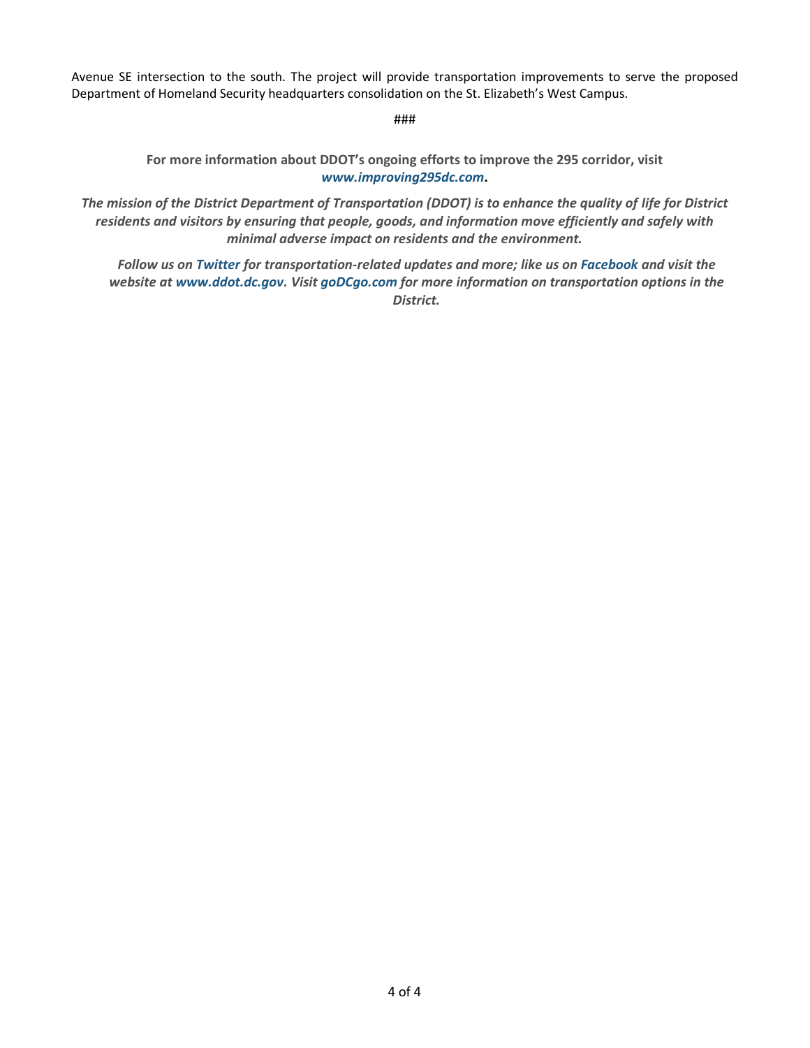Avenue SE intersection to the south. The project will provide transportation improvements to serve the proposed Department of Homeland Security headquarters consolidation on the St. Elizabeth's West Campus.

###

**For more information about DDOT's ongoing efforts to improve the 295 corridor, visit *www.improving295dc.com*.**

***The mission of the District Department of Transportation (DDOT) is to enhance the quality of life for District residents and visitors by ensuring that people, goods, and information move efficiently and safely with minimal adverse impact on residents and the environment.***

***Follow us on Twitter for transportation-related updates and more; like us on Facebook and visit the website at www.ddot.dc.gov. Visit goDCgo.com for more information on transportation options in the District.***